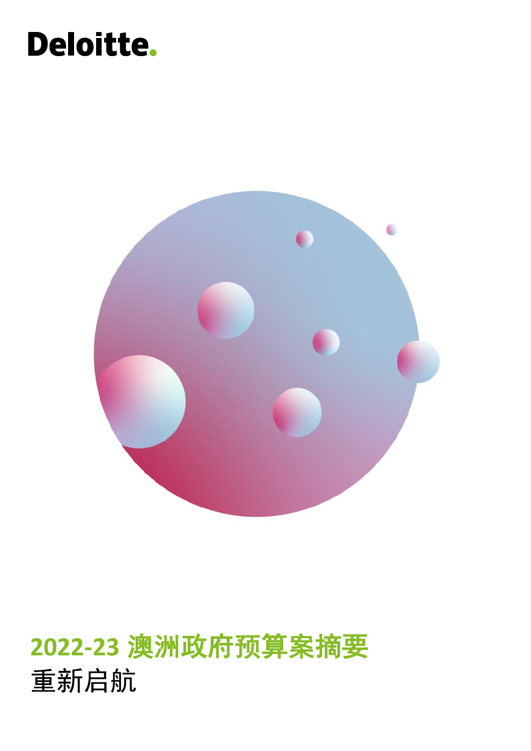Deloitte.

# 2022-23 澳洲政府预算案摘要

## 重新启航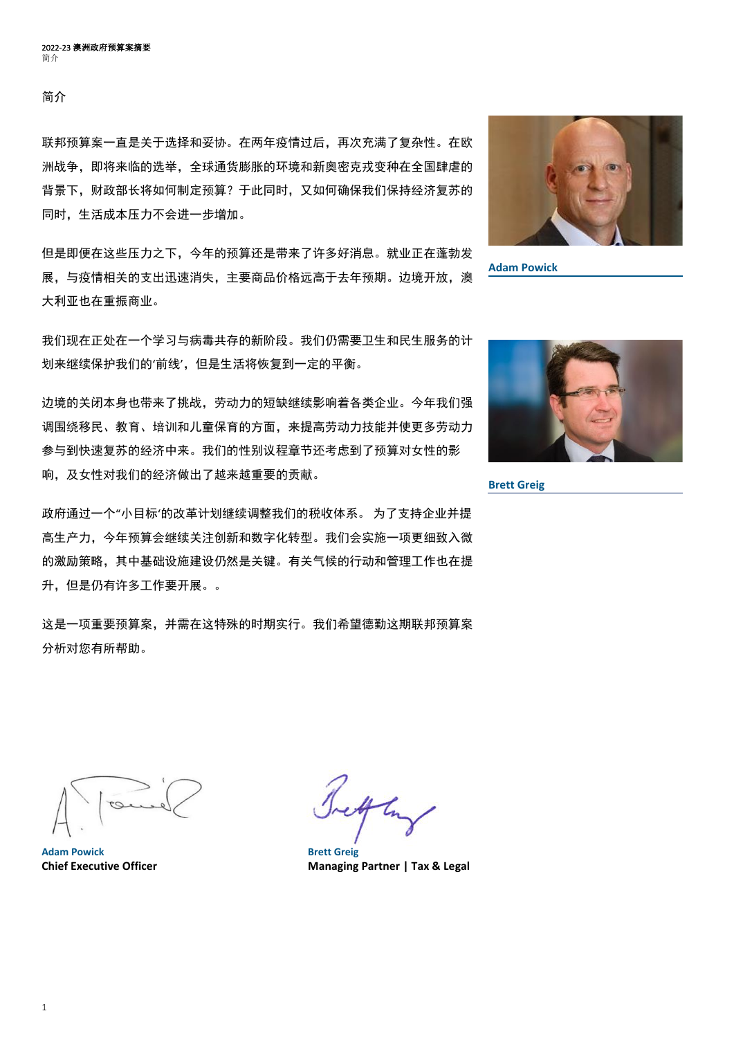## 简介

联邦预算案一直是关于选择和妥协。在两年疫情过后，再次充满了复杂性。在欧洲战争，即将来临的选举，全球通货膨胀的环境和新奥密克戎变种在全国肆虐的背景下，财政部长将如何制定预算？于此同时，又如何确保我们保持经济复苏的同时，生活成本压力不会进一步增加。

但是即便在这些压力之下，今年的预算还是带来了许多好消息。就业正在蓬勃发展，与疫情相关的支出迅速消失，主要商品价格远高于去年预期。边境开放，澳大利亚也在重振商业。

我们现在正处在一个学习与病毒共存的新阶段。我们仍需要卫生和民生服务的计划来继续保护我们的'前线'，但是生活将恢复到一定的平衡。

边境的关闭本身也带来了挑战，劳动力的短缺继续影响着各类企业。今年我们强调围绕移民、教育、培训和儿童保育的方面，来提高劳动力技能并使更多劳动力参与到快速复苏的经济中来。我们的性别议程章节还考虑到了预算对女性的影响，及女性对我们的经济做出了越来越重要的贡献。

政府通过一个"小目标'的改革计划继续调整我们的税收体系。 为了支持企业并提高生产力，今年预算会继续关注创新和数字化转型。我们会实施一项更细致入微的激励策略，其中基础设施建设仍然是关键。有关气候的行动和管理工作也在提升，但是仍有许多工作要开展。。

这是一项重要预算案，并需在这特殊的时期实行。我们希望德勤这期联邦预算案分析对您有所帮助。

Adam Powick

Brett Greig

**Adam Powick**
**Chief Executive Officer**

**Brett Greig**
**Managing Partner | Tax & Legal**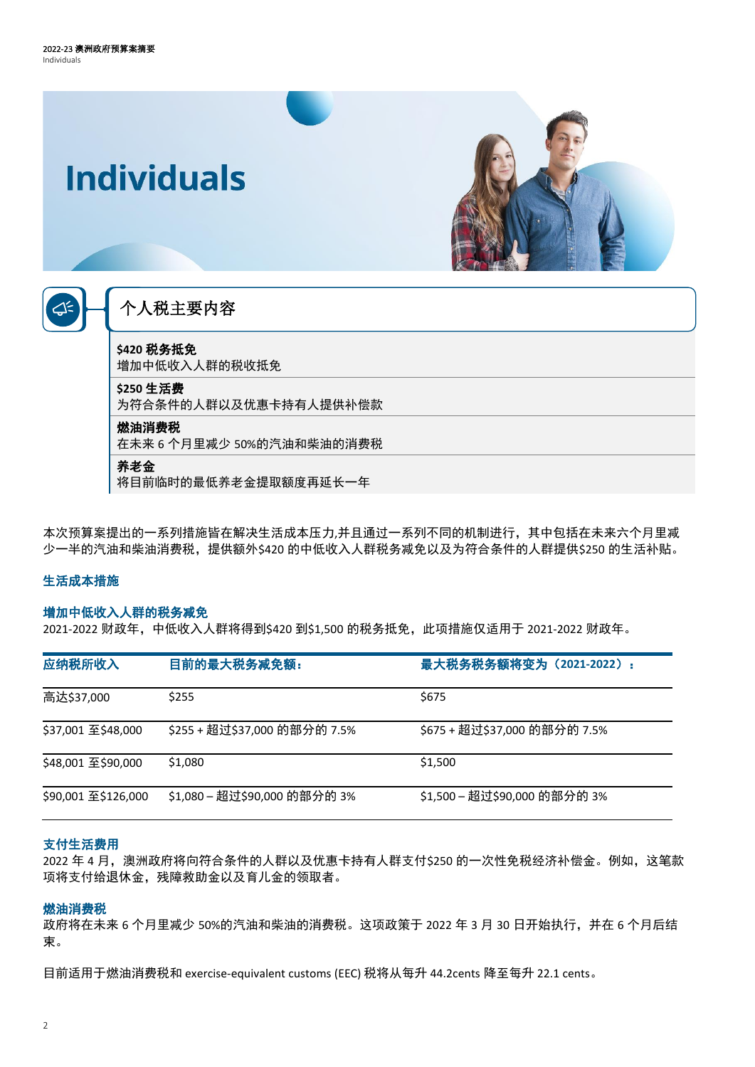# Individuals

## 个人税主要内容

**$420 税务抵免**
增加中低收入人群的税收抵免

**$250 生活费**
为符合条件的人群以及优惠卡持有人提供补偿款

**燃油消费税**
在未来 6 个月里减少 50%的汽油和柴油的消费税

**养老金**
将目前临时的最低养老金提取额度再延长一年

本次预算案提出的一系列措施皆在解决生活成本压力,并且通过一系列不同的机制进行，其中包括在未来六个月里减少一半的汽油和柴油消费税，提供额外$420 的中低收入人群税务减免以及为符合条件的人群提供$250 的生活补贴。

### 生活成本措施

#### 增加中低收入人群的税务减免

2021-2022 财政年，中低收入人群将得到$420 到$1,500 的税务抵免，此项措施仅适用于 2021-2022 财政年。

| 应纳税所收入 | 目前的最大税务减免额： | 最大税务税务额将变为（2021-2022）： |
|---|---|---|
| 高达$37,000 | $255 | $675 |
| $37,001 至$48,000 | $255 + 超过$37,000 的部分的 7.5% | $675 + 超过$37,000 的部分的 7.5% |
| $48,001 至$90,000 | $1,080 | $1,500 |
| $90,001 至$126,000 | $1,080 – 超过$90,000 的部分的 3% | $1,500 – 超过$90,000 的部分的 3% |

#### 支付生活费用

2022 年 4 月，澳洲政府将向符合条件的人群以及优惠卡持有人群支付$250 的一次性免税经济补偿金。例如，这笔款项将支付给退休金，残障救助金以及育儿金的领取者。

#### 燃油消费税

政府将在未来 6 个月里减少 50%的汽油和柴油的消费税。这项政策于 2022 年 3 月 30 日开始执行，并在 6 个月后结束。

目前适用于燃油消费税和 exercise-equivalent customs (EEC) 税将从每升 44.2cents 降至每升 22.1 cents。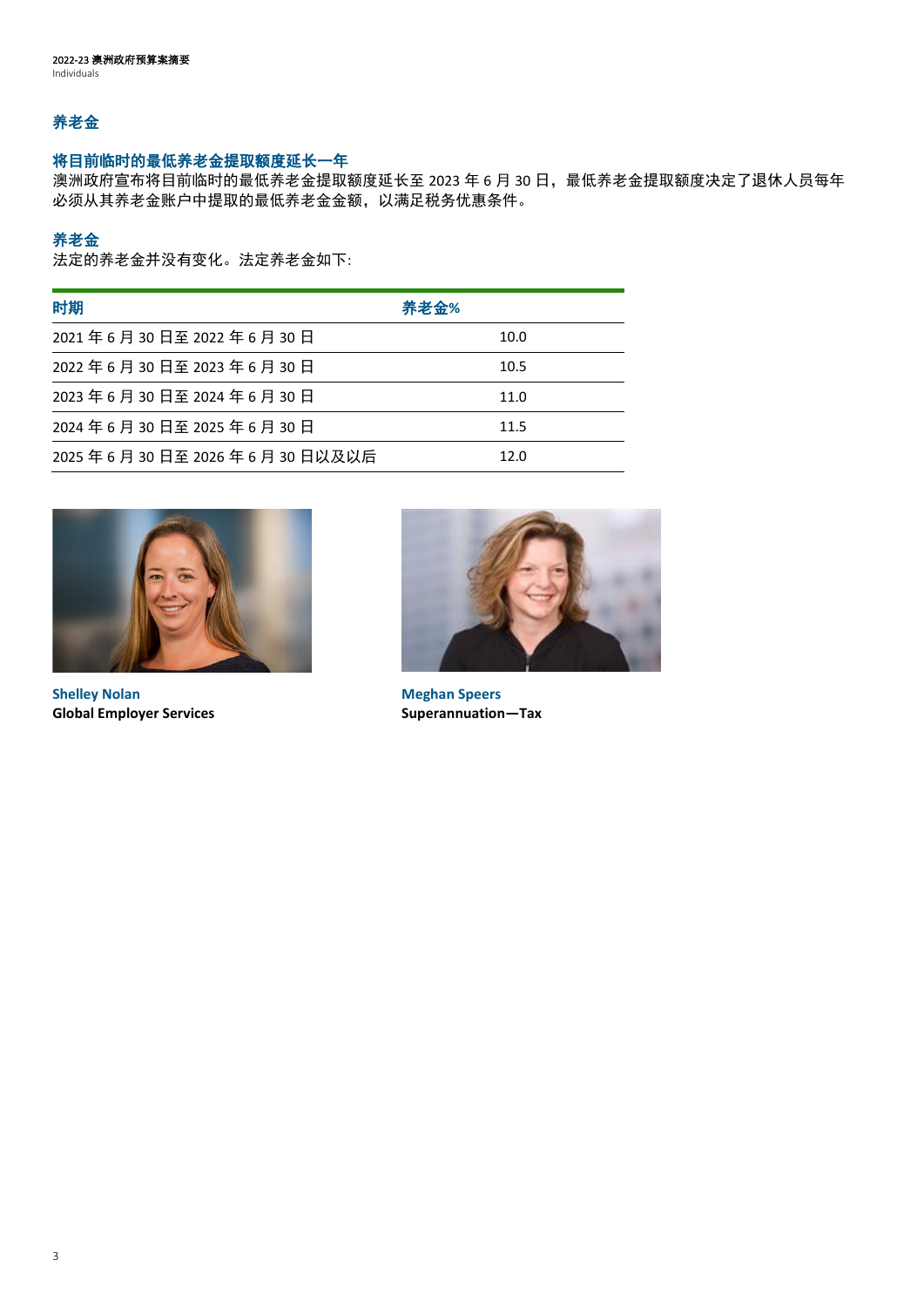## 养老金

### 将目前临时的最低养老金提取额度延长一年

澳洲政府宣布将目前临时的最低养老金提取额度延长至 2023 年 6 月 30 日，最低养老金提取额度决定了退休人员每年必须从其养老金账户中提取的最低养老金金额，以满足税务优惠条件。

### 养老金

法定的养老金并没有变化。法定养老金如下:

| 时期 | 养老金% |
| --- | --- |
| 2021 年 6 月 30 日至 2022 年 6 月 30 日 | 10.0 |
| 2022 年 6 月 30 日至 2023 年 6 月 30 日 | 10.5 |
| 2023 年 6 月 30 日至 2024 年 6 月 30 日 | 11.0 |
| 2024 年 6 月 30 日至 2025 年 6 月 30 日 | 11.5 |
| 2025 年 6 月 30 日至 2026 年 6 月 30 日以及以后 | 12.0 |

**Shelley Nolan**
**Global Employer Services**

**Meghan Speers**
**Superannuation—Tax**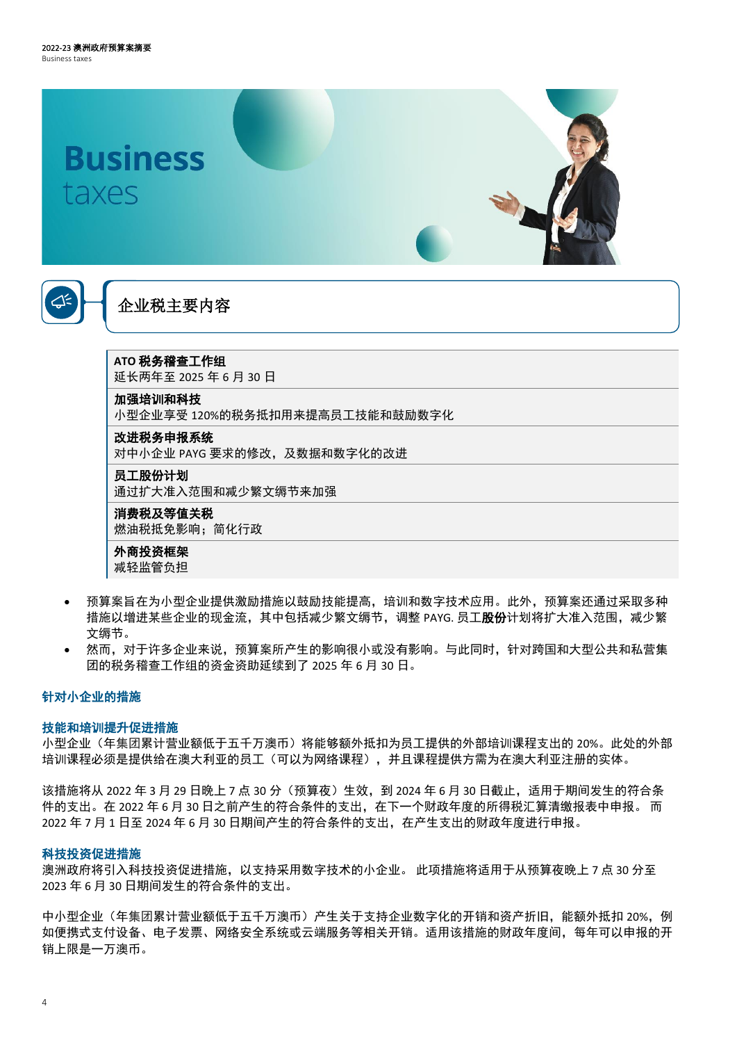# Business taxes

## 企业税主要内容

| | |
|---|---|
| **ATO 税务稽查工作组**<br>延长两年至 2025 年 6 月 30 日 | |
| **加强培训和科技**<br>小型企业享受 120%的税务抵扣用来提高员工技能和鼓励数字化 | |
| **改进税务申报系统**<br>对中小企业 PAYG 要求的修改，及数据和数字化的改进 | |
| **员工股份计划**<br>通过扩大准入范围和减少繁文缛节来加强 | |
| **消费税及等值关税**<br>燃油税抵免影响；简化行政 | |
| **外商投资框架**<br>减轻监管负担 | |

- 预算案旨在为小型企业提供激励措施以鼓励技能提高，培训和数字技术应用。此外，预算案还通过采取多种措施以增进某些企业的现金流，其中包括减少繁文缛节，调整 PAYG. 员工**股份**计划将扩大准入范围，减少繁文缛节。
- 然而，对于许多企业来说，预算案所产生的影响很小或没有影响。与此同时，针对跨国和大型公共和私营集团的税务稽查工作组的资金资助延续到了 2025 年 6 月 30 日。

### 针对小企业的措施

#### 技能和培训提升促进措施

小型企业（年集团累计营业额低于五千万澳币）将能够额外抵扣为员工提供的外部培训课程支出的 20%。此处的外部培训课程必须是提供给在澳大利亚的员工（可以为网络课程），并且课程提供方需为在澳大利亚注册的实体。

该措施将从 2022 年 3 月 29 日晚上 7 点 30 分（预算夜）生效，到 2024 年 6 月 30 日截止，适用于期间发生的符合条件的支出。在 2022 年 6 月 30 日之前产生的符合条件的支出，在下一个财政年度的所得税汇算清缴报表中申报。 而 2022 年 7 月 1 日至 2024 年 6 月 30 日期间产生的符合条件的支出，在产生支出的财政年度进行申报。

#### 科技投资促进措施

澳洲政府将引入科技投资促进措施，以支持采用数字技术的小企业。 此项措施将适用于从预算夜晚上 7 点 30 分至 2023 年 6 月 30 日期间发生的符合条件的支出。

中小型企业（年集团累计营业额低于五千万澳币）产生关于支持企业数字化的开销和资产折旧，能额外抵扣 20%，例如便携式支付设备、电子发票、网络安全系统或云端服务等相关开销。适用该措施的财政年度间，每年可以申报的开销上限是一万澳币。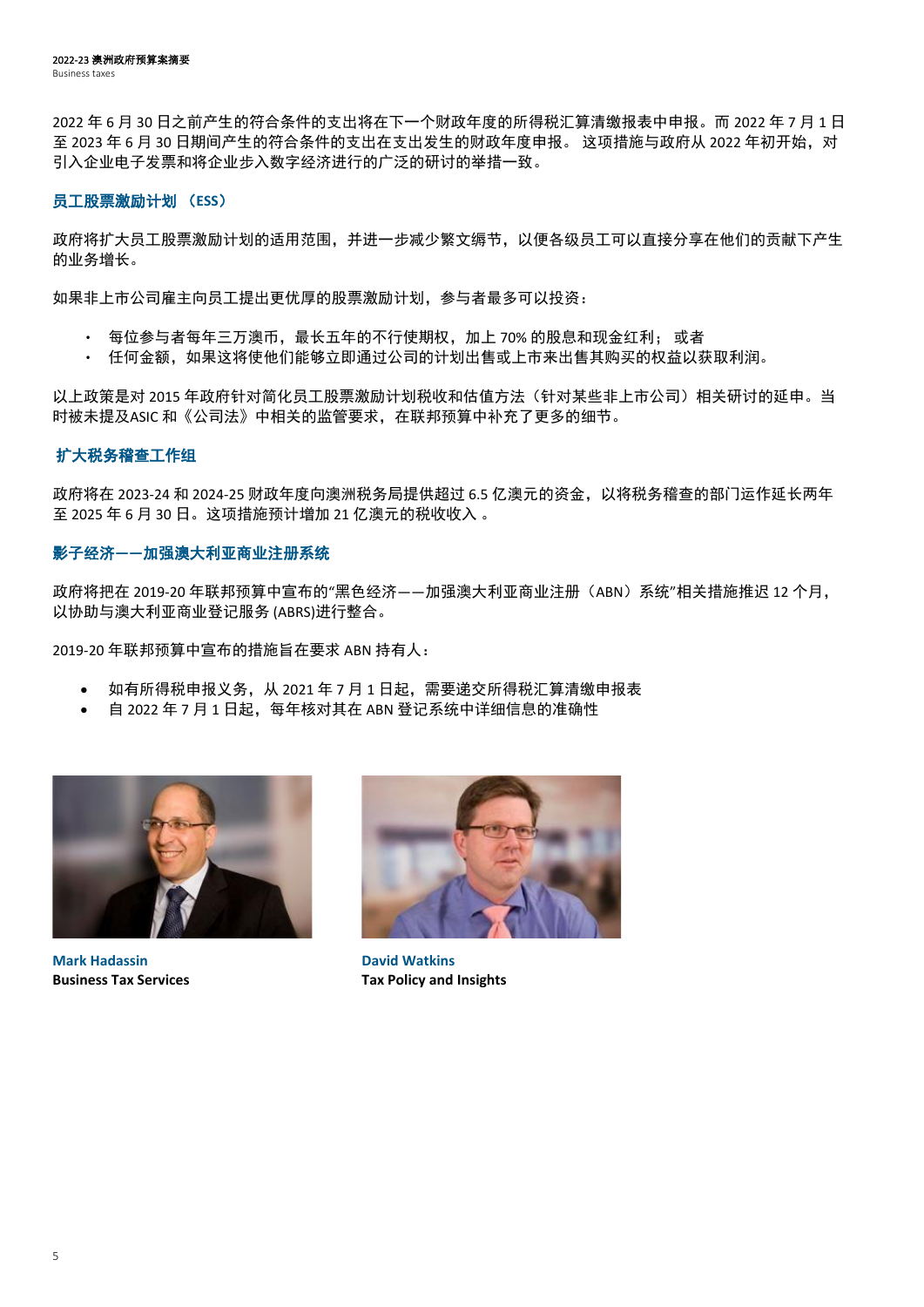2022 年 6 月 30 日之前产生的符合条件的支出将在下一个财政年度的所得税汇算清缴报表中申报。而 2022 年 7 月 1 日至 2023 年 6 月 30 日期间产生的符合条件的支出在支出发生的财政年度申报。 这项措施与政府从 2022 年初开始，对引入企业电子发票和将企业步入数字经济进行的广泛的研讨的举措一致。

## 员工股票激励计划 （ESS）

政府将扩大员工股票激励计划的适用范围，并进一步减少繁文缛节，以便各级员工可以直接分享在他们的贡献下产生的业务增长。

如果非上市公司雇主向员工提出更优厚的股票激励计划，参与者最多可以投资：

- 每位参与者每年三万澳币，最长五年的不行使期权，加上 70% 的股息和现金红利； 或者
- 任何金额，如果这将使他们能够立即通过公司的计划出售或上市来出售其购买的权益以获取利润。

以上政策是对 2015 年政府针对简化员工股票激励计划税收和估值方法（针对某些非上市公司）相关研讨的延申。当时被未提及ASIC 和《公司法》中相关的监管要求，在联邦预算中补充了更多的细节。

## 扩大税务稽查工作组

政府将在 2023-24 和 2024-25 财政年度向澳洲税务局提供超过 6.5 亿澳元的资金，以将税务稽查的部门运作延长两年至 2025 年 6 月 30 日。这项措施预计增加 21 亿澳元的税收收入 。

## 影子经济——加强澳大利亚商业注册系统

政府将把在 2019-20 年联邦预算中宣布的"黑色经济——加强澳大利亚商业注册（ABN）系统"相关措施推迟 12 个月，以协助与澳大利亚商业登记服务 (ABRS)进行整合。

2019-20 年联邦预算中宣布的措施旨在要求 ABN 持有人：

- 如有所得税申报义务，从 2021 年 7 月 1 日起，需要递交所得税汇算清缴申报表
- 自 2022 年 7 月 1 日起，每年核对其在 ABN 登记系统中详细信息的准确性

**Mark Hadassin**
**Business Tax Services**

**David Watkins**
**Tax Policy and Insights**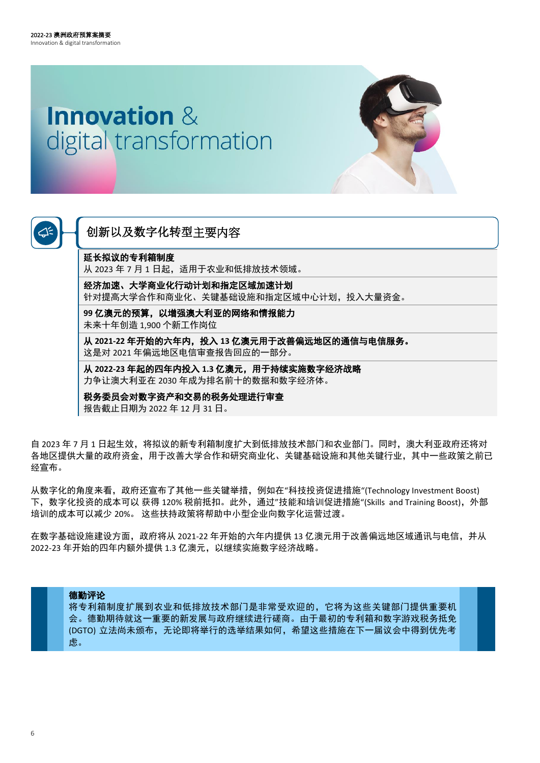# Innovation & digital transformation

## 创新以及数字化转型主要内容

**延长拟议的专利箱制度**
从 2023 年 7 月 1 日起，适用于农业和低排放技术领域。

**经济加速、大学商业化行动计划和指定区域加速计划**
针对提高大学合作和商业化、关键基础设施和指定区域中心计划，投入大量资金。

**99 亿澳元的预算，以增强澳大利亚的网络和情报能力**
未来十年创造 1,900 个新工作岗位

**从 2021-22 年开始的六年内，投入 13 亿澳元用于改善偏远地区的通信与电信服务。**
这是对 2021 年偏远地区电信审查报告回应的一部分。

**从 2022-23 年起的四年内投入 1.3 亿澳元，用于持续实施数字经济战略**
力争让澳大利亚在 2030 年成为排名前十的数据和数字经济体。

**税务委员会对数字资产和交易的税务处理进行审查**
报告截止日期为 2022 年 12 月 31 日。

自 2023 年 7 月 1 日起生效，将拟议的新专利箱制度扩大到低排放技术部门和农业部门。同时，澳大利亚政府还将对各地区提供大量的政府资金，用于改善大学合作和研究商业化、关键基础设施和其他关键行业，其中一些政策之前已经宣布。

从数字化的角度来看，政府还宣布了其他一些关键举措，例如在"科技投资促进措施"(Technology Investment Boost) 下，数字化投资的成本可以 获得 120% 税前抵扣。此外，通过"技能和培训促进措施"(Skills and Training Boost)，外部培训的成本可以减少 20%。 这些扶持政策将帮助中小型企业向数字化运营过渡。

在数字基础设施建设方面，政府将从 2021-22 年开始的六年内提供 13 亿澳元用于改善偏远地区域通讯与电信，并从 2022-23 年开始的四年内额外提供 1.3 亿澳元，以继续实施数字经济战略。

**德勤评论**
将专利箱制度扩展到农业和低排放技术部门是非常受欢迎的，它将为这些关键部门提供重要机会。德勤期待就这一重要的新发展与政府继续进行磋商。由于最初的专利箱和数字游戏税务抵免 (DGTO) 立法尚未颁布，无论即将举行的选举结果如何，希望这些措施在下一届议会中得到优先考虑。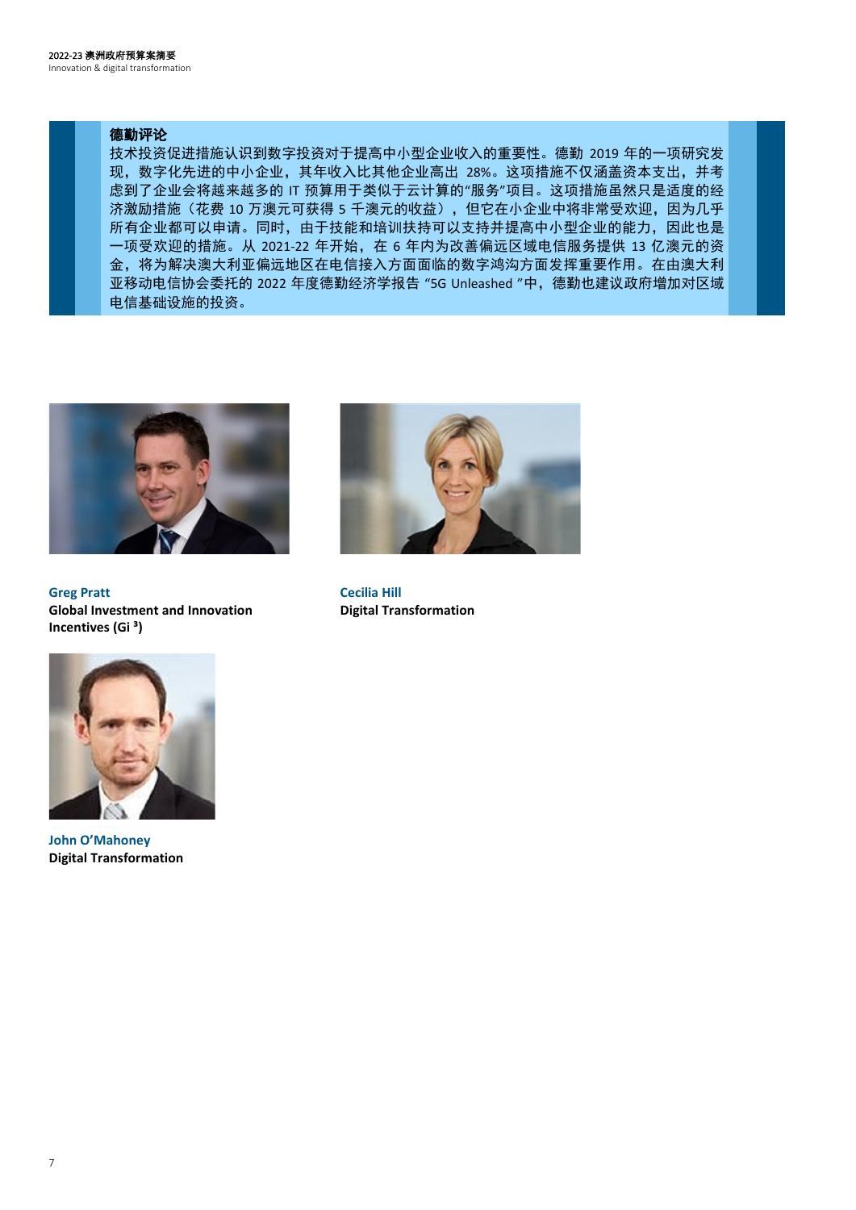**德勤评论**

技术投资促进措施认识到数字投资对于提高中小型企业收入的重要性。德勤 2019 年的一项研究发现，数字化先进的中小企业，其年收入比其他企业高出 28%。这项措施不仅涵盖资本支出，并考虑到了企业会将越来越多的 IT 预算用于类似于云计算的"服务"项目。这项措施虽然只是适度的经济激励措施（花费 10 万澳元可获得 5 千澳元的收益），但它在小企业中将非常受欢迎，因为几乎所有企业都可以申请。同时，由于技能和培训扶持可以支持并提高中小型企业的能力，因此也是一项受欢迎的措施。从 2021-22 年开始，在 6 年内为改善偏远区域电信服务提供 13 亿澳元的资金，将为解决澳大利亚偏远地区在电信接入方面面临的数字鸿沟方面发挥重要作用。在由澳大利亚移动电信协会委托的 2022 年度德勤经济学报告 "5G Unleashed "中，德勤也建议政府增加对区域电信基础设施的投资。

**Greg Pratt**
**Global Investment and Innovation Incentives (Gi [3])**

**Cecilia Hill**
**Digital Transformation**

**John O'Mahoney**
**Digital Transformation**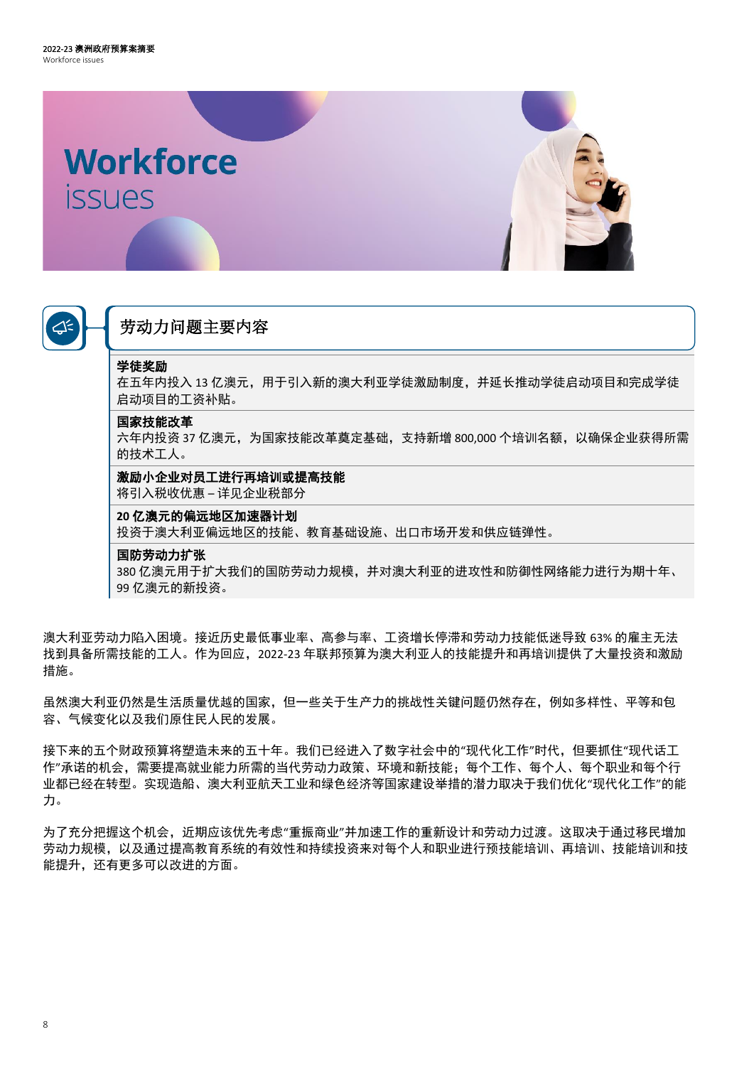// Workforce issues

# Workforce issues

## 劳动力问题主要内容

**学徒奖励**
在五年内投入 13 亿澳元，用于引入新的澳大利亚学徒激励制度，并延长推动学徒启动项目和完成学徒启动项目的工资补贴。

**国家技能改革**
六年内投资 37 亿澳元，为国家技能改革奠定基础，支持新增 800,000 个培训名额，以确保企业获得所需的技术工人。

**激励小企业对员工进行再培训或提高技能**
将引入税收优惠 – 详见企业税部分

**20 亿澳元的偏远地区加速器计划**
投资于澳大利亚偏远地区的技能、教育基础设施、出口市场开发和供应链弹性。

**国防劳动力扩张**
380 亿澳元用于扩大我们的国防劳动力规模，并对澳大利亚的进攻性和防御性网络能力进行为期十年、99 亿澳元的新投资。

澳大利亚劳动力陷入困境。接近历史最低事业率、高参与率、工资增长停滞和劳动力技能低迷导致 63% 的雇主无法找到具备所需技能的工人。作为回应，2022-23 年联邦预算为澳大利亚人的技能提升和再培训提供了大量投资和激励措施。

虽然澳大利亚仍然是生活质量优越的国家，但一些关于生产力的挑战性关键问题仍然存在，例如多样性、平等和包容、气候变化以及我们原住民人民的发展。

接下来的五个财政预算将塑造未来的五十年。我们已经进入了数字社会中的“现代化工作”时代，但要抓住“现代话工作”承诺的机会，需要提高就业能力所需的当代劳动力政策、环境和新技能；每个工作、每个人、每个职业和每个行业都已经在转型。实现造船、澳大利亚航天工业和绿色经济等国家建设举措的潜力取决于我们优化“现代化工作”的能力。

为了充分把握这个机会，近期应该优先考虑“重振商业”并加速工作的重新设计和劳动力过渡。这取决于通过移民增加劳动力规模，以及通过提高教育系统的有效性和持续投资来对每个人和职业进行预技能培训、再培训、技能培训和技能提升，还有更多可以改进的方面。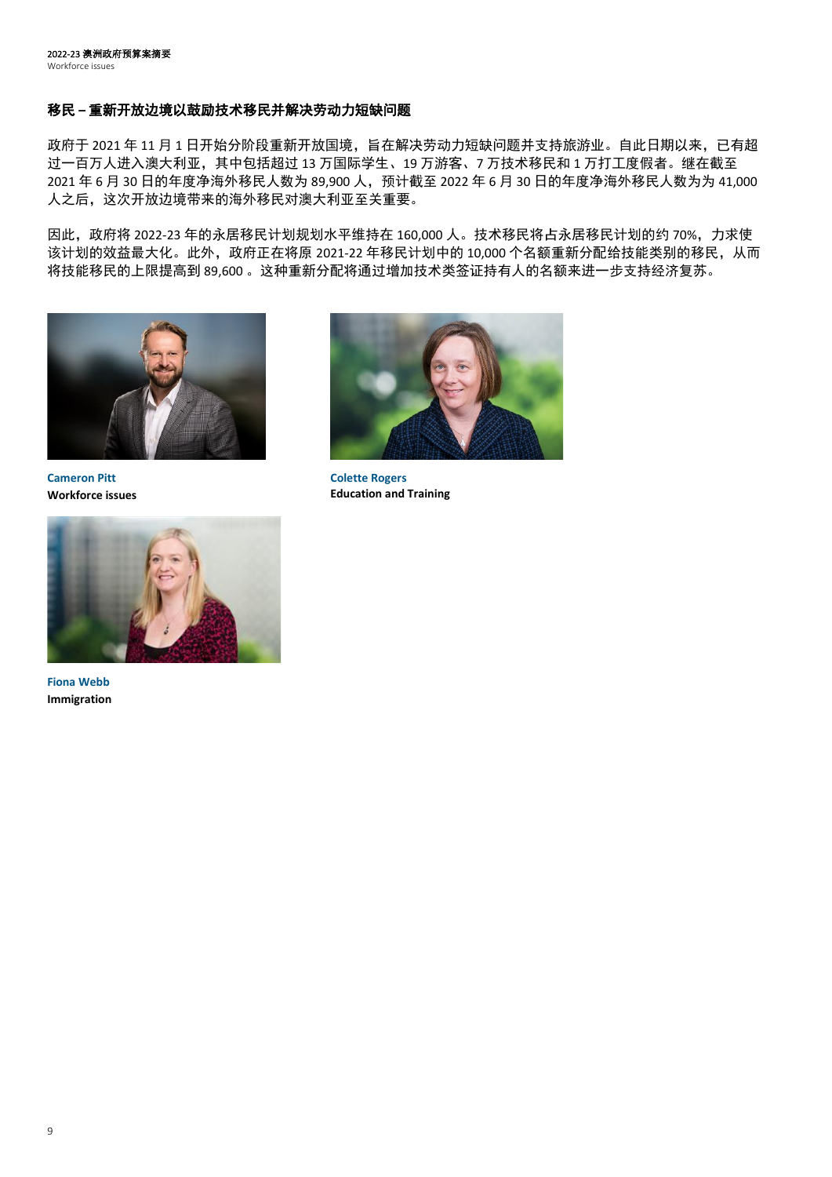## 移民 – 重新开放边境以鼓励技术移民并解决劳动力短缺问题

政府于 2021 年 11 月 1 日开始分阶段重新开放国境，旨在解决劳动力短缺问题并支持旅游业。自此日期以来，已有超过一百万人进入澳大利亚，其中包括超过 13 万国际学生、19 万游客、7 万技术移民和 1 万打工度假者。继在截至 2021 年 6 月 30 日的年度净海外移民人数为 89,900 人，预计截至 2022 年 6 月 30 日的年度净海外移民人数为为 41,000 人之后，这次开放边境带来的海外移民对澳大利亚至关重要。

因此，政府将 2022-23 年的永居移民计划规划水平维持在 160,000 人。技术移民将占永居移民计划的约 70%，力求使该计划的效益最大化。此外，政府正在将原 2021-22 年移民计划中的 10,000 个名额重新分配给技能类别的移民，从而将技能移民的上限提高到 89,600 。这种重新分配将通过增加技术类签证持有人的名额来进一步支持经济复苏。

**Cameron Pitt**
**Workforce issues**

**Colette Rogers**
**Education and Training**

**Fiona Webb**
**Immigration**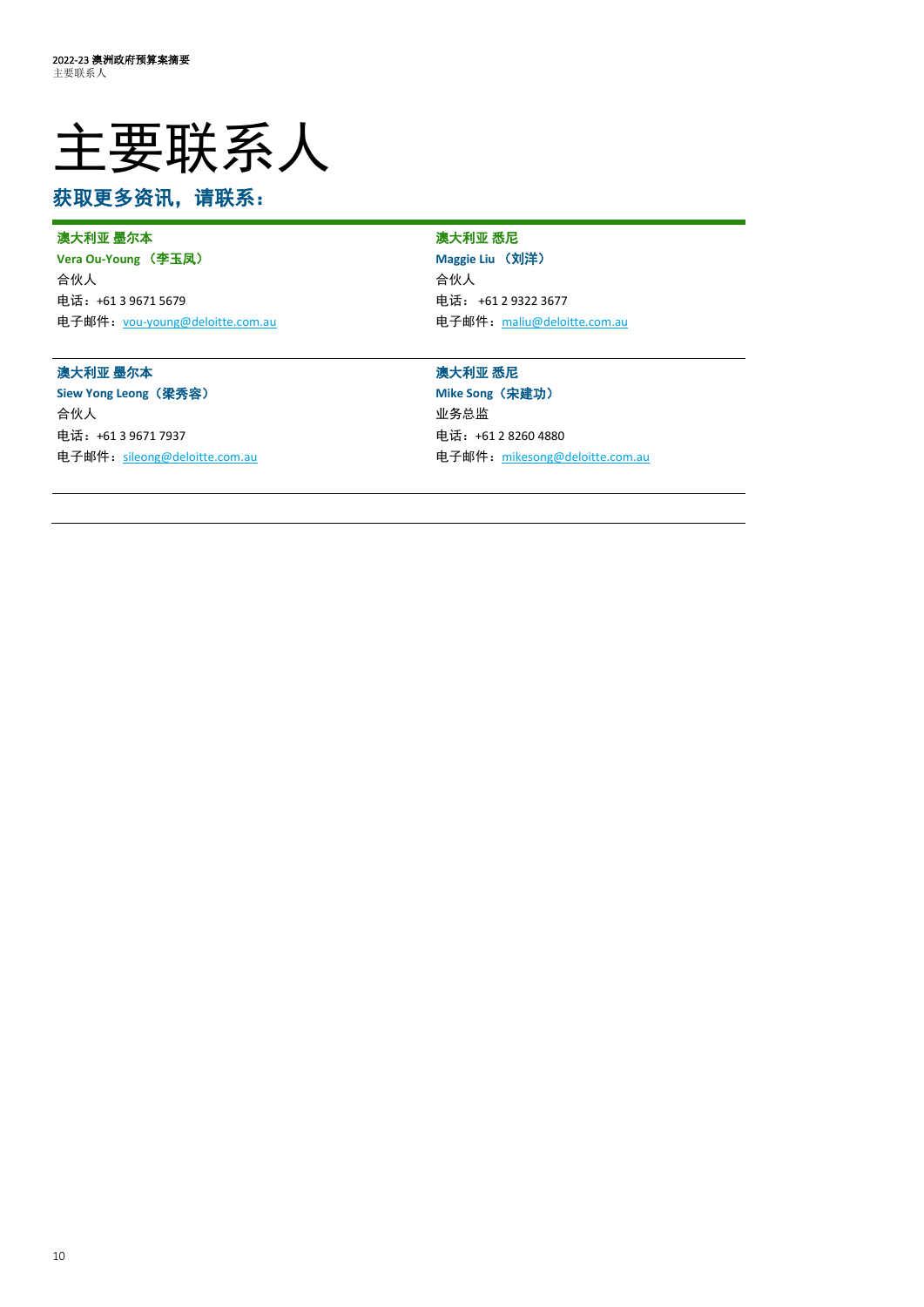# 主要联系人

## 获取更多资讯，请联系：

**澳大利亚 墨尔本**
**Vera Ou-Young （李玉凤）**
合伙人
电话：+61 3 9671 5679
电子邮件：vou-young@deloitte.com.au

**澳大利亚 悉尼**
**Maggie Liu （刘洋）**
合伙人
电话： +61 2 9322 3677
电子邮件：maliu@deloitte.com.au

**澳大利亚 墨尔本**
**Siew Yong Leong（梁秀容）**
合伙人
电话：+61 3 9671 7937
电子邮件：sileong@deloitte.com.au

**澳大利亚 悉尼**
**Mike Song（宋建功）**
业务总监
电话：+61 2 8260 4880
电子邮件：mikesong@deloitte.com.au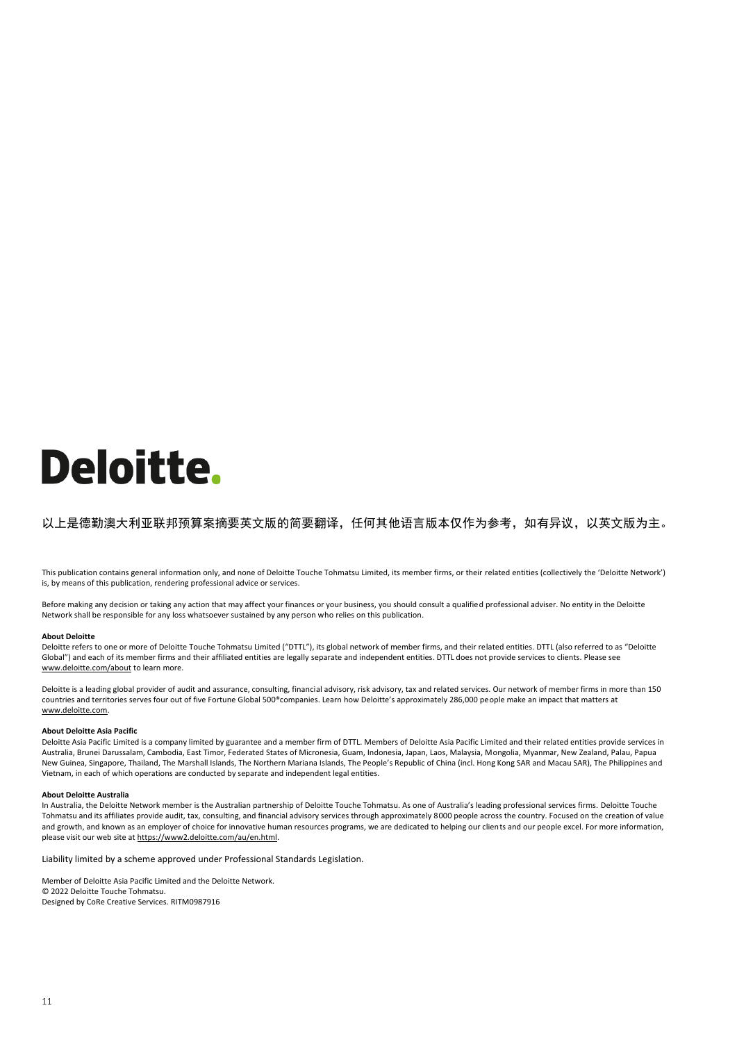# Deloitte.

以上是德勤澳大利亚联邦预算案摘要英文版的简要翻译，任何其他语言版本仅作为参考，如有异议，以英文版为主。

This publication contains general information only, and none of Deloitte Touche Tohmatsu Limited, its member firms, or their related entities (collectively the 'Deloitte Network') is, by means of this publication, rendering professional advice or services.

Before making any decision or taking any action that may affect your finances or your business, you should consult a qualified professional adviser. No entity in the Deloitte Network shall be responsible for any loss whatsoever sustained by any person who relies on this publication.

**About Deloitte**

Deloitte refers to one or more of Deloitte Touche Tohmatsu Limited ("DTTL"), its global network of member firms, and their related entities. DTTL (also referred to as "Deloitte Global") and each of its member firms and their affiliated entities are legally separate and independent entities. DTTL does not provide services to clients. Please see www.deloitte.com/about to learn more.

Deloitte is a leading global provider of audit and assurance, consulting, financial advisory, risk advisory, tax and related services. Our network of member firms in more than 150 countries and territories serves four out of five Fortune Global 500®companies. Learn how Deloitte's approximately 286,000 people make an impact that matters at www.deloitte.com.

**About Deloitte Asia Pacific**

Deloitte Asia Pacific Limited is a company limited by guarantee and a member firm of DTTL. Members of Deloitte Asia Pacific Limited and their related entities provide services in Australia, Brunei Darussalam, Cambodia, East Timor, Federated States of Micronesia, Guam, Indonesia, Japan, Laos, Malaysia, Mongolia, Myanmar, New Zealand, Palau, Papua New Guinea, Singapore, Thailand, The Marshall Islands, The Northern Mariana Islands, The People's Republic of China (incl. Hong Kong SAR and Macau SAR), The Philippines and Vietnam, in each of which operations are conducted by separate and independent legal entities.

**About Deloitte Australia**

In Australia, the Deloitte Network member is the Australian partnership of Deloitte Touche Tohmatsu. As one of Australia's leading professional services firms. Deloitte Touche Tohmatsu and its affiliates provide audit, tax, consulting, and financial advisory services through approximately 8000 people across the country. Focused on the creation of value and growth, and known as an employer of choice for innovative human resources programs, we are dedicated to helping our clients and our people excel. For more information, please visit our web site at https://www2.deloitte.com/au/en.html.

Liability limited by a scheme approved under Professional Standards Legislation.

Member of Deloitte Asia Pacific Limited and the Deloitte Network.
© 2022 Deloitte Touche Tohmatsu.
Designed by CoRe Creative Services. RITM0987916